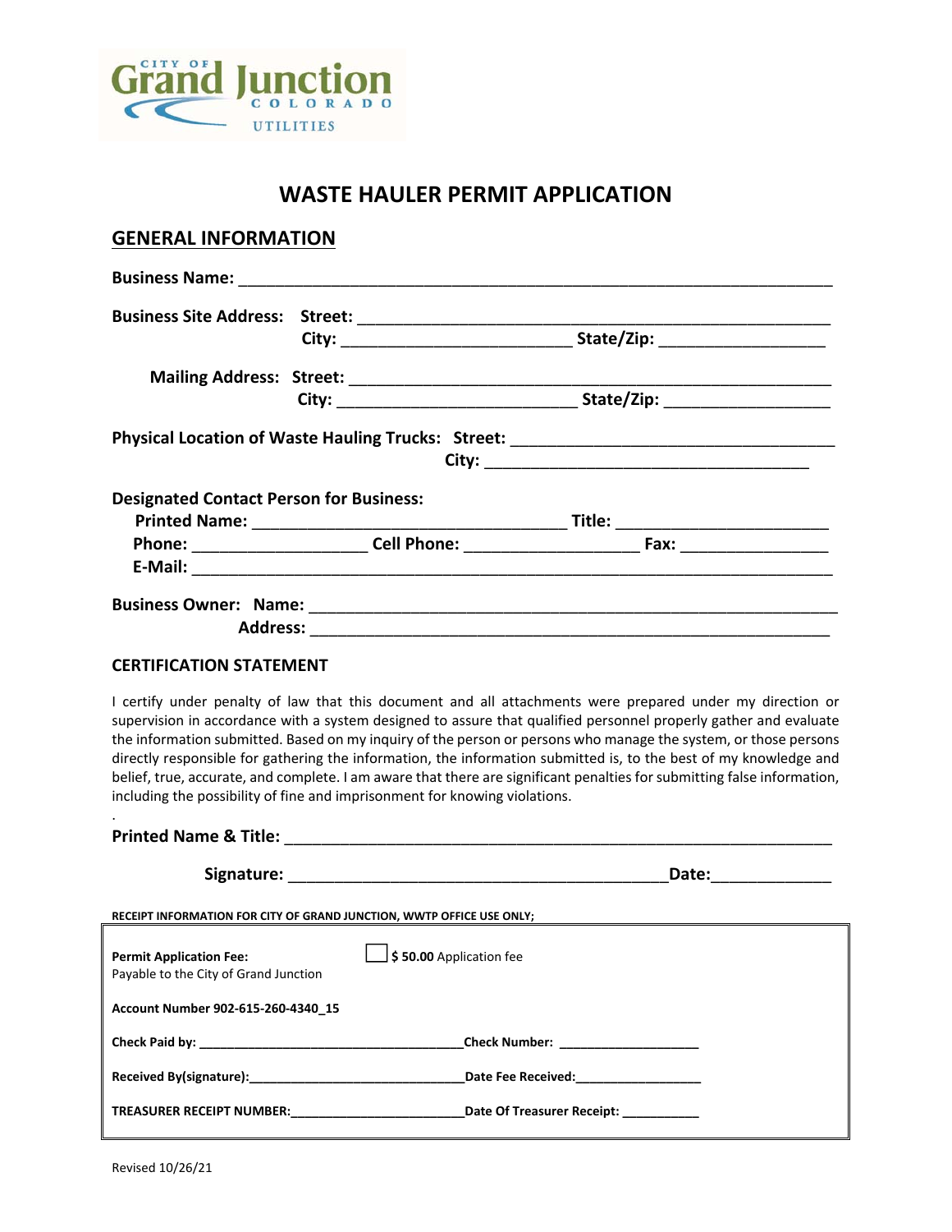City of Grand Junction Colorado Utilities

# WASTE HAULER PERMIT APPLICATION

## GENERAL INFORMATION

**Business Name:** ______________________________________________________________

**Business Site Address:** **Street:** ______________________________________________
**City:** ________________________ **State/Zip:** __________________

**Mailing Address:** **Street:** ______________________________________________
**City:** ________________________ **State/Zip:** __________________

**Physical Location of Waste Hauling Trucks:** **Street:** __________________________________
**City:** __________________________________

**Designated Contact Person for Business:**
**Printed Name:** __________________________________ **Title:** ______________________
**Phone:** __________________ **Cell Phone:** __________________ **Fax:** _______________
**E-Mail:** ______________________________________________________________________

**Business Owner:** **Name:** ______________________________________________________
**Address:** ______________________________________________________

### CERTIFICATION STATEMENT

I certify under penalty of law that this document and all attachments were prepared under my direction or supervision in accordance with a system designed to assure that qualified personnel properly gather and evaluate the information submitted. Based on my inquiry of the person or persons who manage the system, or those persons directly responsible for gathering the information, the information submitted is, to the best of my knowledge and belief, true, accurate, and complete. I am aware that there are significant penalties for submitting false information, including the possibility of fine and imprisonment for knowing violations.

.

**Printed Name & Title:** ______________________________________________________

**Signature:** ________________________________________ **Date:** ____________

**RECEIPT INFORMATION FOR CITY OF GRAND JUNCTION, WWTP OFFICE USE ONLY;**

**Permit Application Fee:** ☐ **$ 50.00** Application fee
Payable to the City of Grand Junction

**Account Number 902-615-260-4340_15**

**Check Paid by:** ____________________________________ **Check Number:** ___________________

**Received By(signature):** ______________________________ **Date Fee Received:** _________________

**TREASURER RECEIPT NUMBER:** ________________________ **Date Of Treasurer Receipt:** ___________

Revised 10/26/21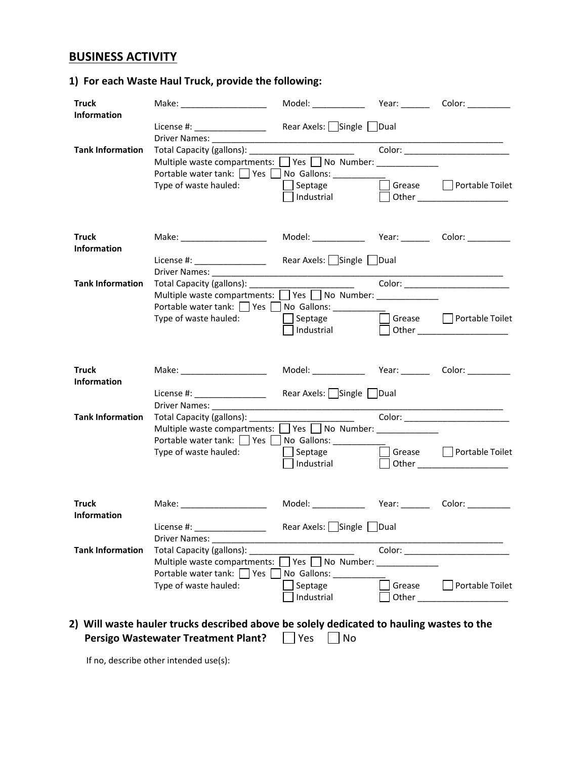## BUSINESS ACTIVITY

### 1) For each Waste Haul Truck, provide the following:

**Truck Information**

Make: __________________ Model: ___________ Year: ______ Color: _________

License #: _______________ Rear Axels: ☐ Single ☐ Dual

Driver Names: ________________________________________________________________

**Tank Information**

Total Capacity (gallons): ______________________ Color: ______________________

Multiple waste compartments: ☐ Yes ☐ No Number: _____________

Portable water tank: ☐ Yes ☐ No Gallons: ___________

Type of waste hauled: ☐ Septage ☐ Grease ☐ Portable Toilet ☐ Industrial ☐ Other ___________________

**Truck Information**

Make: __________________ Model: ___________ Year: ______ Color: _________

License #: _______________ Rear Axels: ☐ Single ☐ Dual

Driver Names: ________________________________________________________________

**Tank Information**

Total Capacity (gallons): ______________________ Color: ______________________

Multiple waste compartments: ☐ Yes ☐ No Number: _____________

Portable water tank: ☐ Yes ☐ No Gallons: ___________

Type of waste hauled: ☐ Septage ☐ Grease ☐ Portable Toilet ☐ Industrial ☐ Other ___________________

**Truck Information**

Make: __________________ Model: ___________ Year: ______ Color: _________

License #: _______________ Rear Axels: ☐ Single ☐ Dual

Driver Names: ________________________________________________________________

**Tank Information**

Total Capacity (gallons): ______________________ Color: ______________________

Multiple waste compartments: ☐ Yes ☐ No Number: _____________

Portable water tank: ☐ Yes ☐ No Gallons: ___________

Type of waste hauled: ☐ Septage ☐ Grease ☐ Portable Toilet ☐ Industrial ☐ Other ___________________

**Truck Information**

Make: __________________ Model: ___________ Year: ______ Color: _________

License #: _______________ Rear Axels: ☐ Single ☐ Dual

Driver Names: ________________________________________________________________

**Tank Information**

Total Capacity (gallons): ______________________ Color: ______________________

Multiple waste compartments: ☐ Yes ☐ No Number: _____________

Portable water tank: ☐ Yes ☐ No Gallons: ___________

Type of waste hauled: ☐ Septage ☐ Grease ☐ Portable Toilet ☐ Industrial ☐ Other ___________________

### 2) Will waste hauler trucks described above be solely dedicated to hauling wastes to the Persigo Wastewater Treatment Plant? ☐ Yes ☐ No

If no, describe other intended use(s):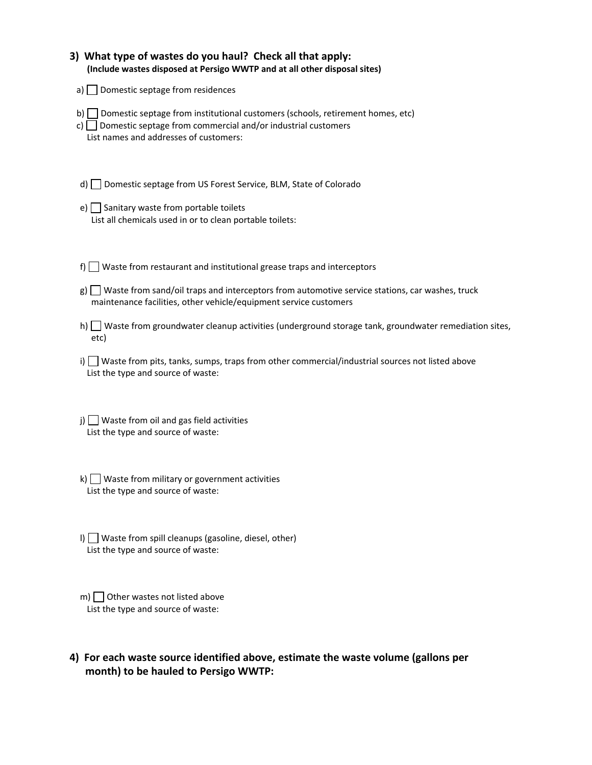### 3) What type of wastes do you haul? Check all that apply:
**(Include wastes disposed at Persigo WWTP and at all other disposal sites)**

a) ☐ Domestic septage from residences

b) ☐ Domestic septage from institutional customers (schools, retirement homes, etc)

c) ☐ Domestic septage from commercial and/or industrial customers
List names and addresses of customers:

d) ☐ Domestic septage from US Forest Service, BLM, State of Colorado

e) ☐ Sanitary waste from portable toilets
List all chemicals used in or to clean portable toilets:

f) ☐ Waste from restaurant and institutional grease traps and interceptors

g) ☐ Waste from sand/oil traps and interceptors from automotive service stations, car washes, truck maintenance facilities, other vehicle/equipment service customers

h) ☐ Waste from groundwater cleanup activities (underground storage tank, groundwater remediation sites, etc)

i) ☐ Waste from pits, tanks, sumps, traps from other commercial/industrial sources not listed above
List the type and source of waste:

j) ☐ Waste from oil and gas field activities
List the type and source of waste:

k) ☐ Waste from military or government activities
List the type and source of waste:

l) ☐ Waste from spill cleanups (gasoline, diesel, other)
List the type and source of waste:

m) ☐ Other wastes not listed above
List the type and source of waste:

### 4) For each waste source identified above, estimate the waste volume (gallons per month) to be hauled to Persigo WWTP: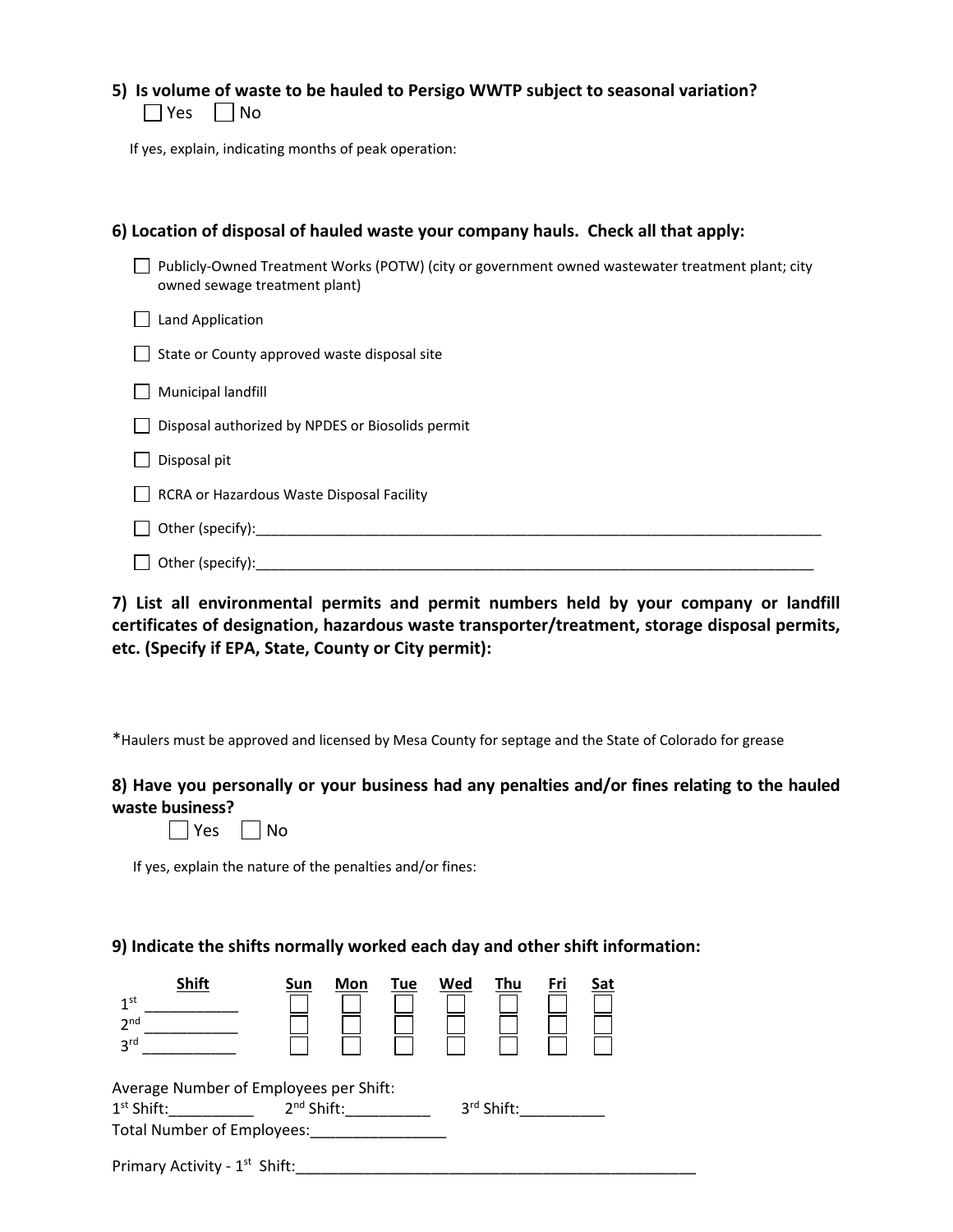**5) Is volume of waste to be hauled to Persigo WWTP subject to seasonal variation?**

☐ Yes ☐ No

If yes, explain, indicating months of peak operation:

**6) Location of disposal of hauled waste your company hauls. Check all that apply:**

☐ Publicly-Owned Treatment Works (POTW) (city or government owned wastewater treatment plant; city owned sewage treatment plant)

☐ Land Application

☐ State or County approved waste disposal site

☐ Municipal landfill

☐ Disposal authorized by NPDES or Biosolids permit

☐ Disposal pit

☐ RCRA or Hazardous Waste Disposal Facility

☐ Other (specify):___________________________________________________________________________

☐ Other (specify):__________________________________________________________________________

**7) List all environmental permits and permit numbers held by your company or landfill certificates of designation, hazardous waste transporter/treatment, storage disposal permits, etc. (Specify if EPA, State, County or City permit):**

*Haulers must be approved and licensed by Mesa County for septage and the State of Colorado for grease

**8) Have you personally or your business had any penalties and/or fines relating to the hauled waste business?**

☐ Yes ☐ No

If yes, explain the nature of the penalties and/or fines:

**9) Indicate the shifts normally worked each day and other shift information:**

| Shift | Sun | Mon | Tue | Wed | Thu | Fri | Sat |
|---|---|---|---|---|---|---|---|
| 1st ___________ | ☐ | ☐ | ☐ | ☐ | ☐ | ☐ | ☐ |
| 2nd ___________ | ☐ | ☐ | ☐ | ☐ | ☐ | ☐ | ☐ |
| 3rd ___________ | ☐ | ☐ | ☐ | ☐ | ☐ | ☐ | ☐ |

Average Number of Employees per Shift:

1st Shift:__________ 2nd Shift:__________ 3rd Shift:__________

Total Number of Employees:________________

Primary Activity - 1st Shift:_________________________________________________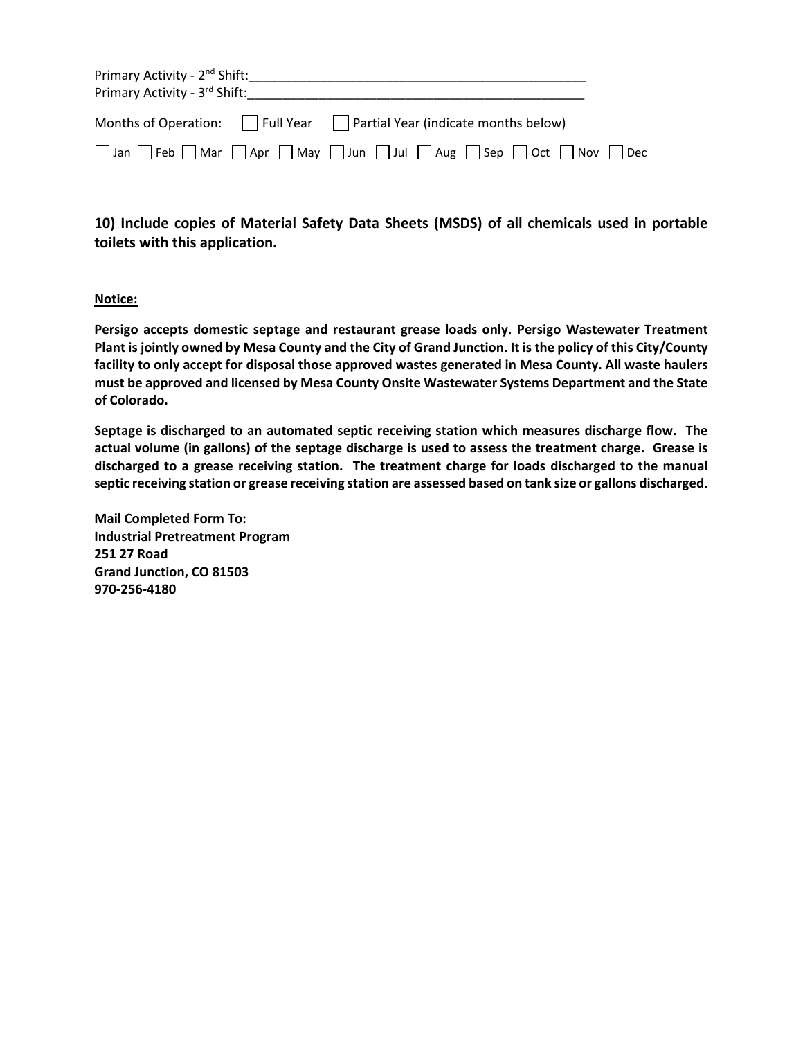Primary Activity - 2nd Shift:_______________________________________________

Primary Activity - 3rd Shift:_______________________________________________

Months of Operation: ☐ Full Year ☐ Partial Year (indicate months below)

☐ Jan ☐ Feb ☐ Mar ☐ Apr ☐ May ☐ Jun ☐ Jul ☐ Aug ☐ Sep ☐ Oct ☐ Nov ☐ Dec

**10) Include copies of Material Safety Data Sheets (MSDS) of all chemicals used in portable toilets with this application.**

**Notice:**

**Persigo accepts domestic septage and restaurant grease loads only. Persigo Wastewater Treatment Plant is jointly owned by Mesa County and the City of Grand Junction. It is the policy of this City/County facility to only accept for disposal those approved wastes generated in Mesa County. All waste haulers must be approved and licensed by Mesa County Onsite Wastewater Systems Department and the State of Colorado.**

**Septage is discharged to an automated septic receiving station which measures discharge flow. The actual volume (in gallons) of the septage discharge is used to assess the treatment charge. Grease is discharged to a grease receiving station. The treatment charge for loads discharged to the manual septic receiving station or grease receiving station are assessed based on tank size or gallons discharged.**

**Mail Completed Form To:**
**Industrial Pretreatment Program**
**251 27 Road**
**Grand Junction, CO 81503**
**970-256-4180**